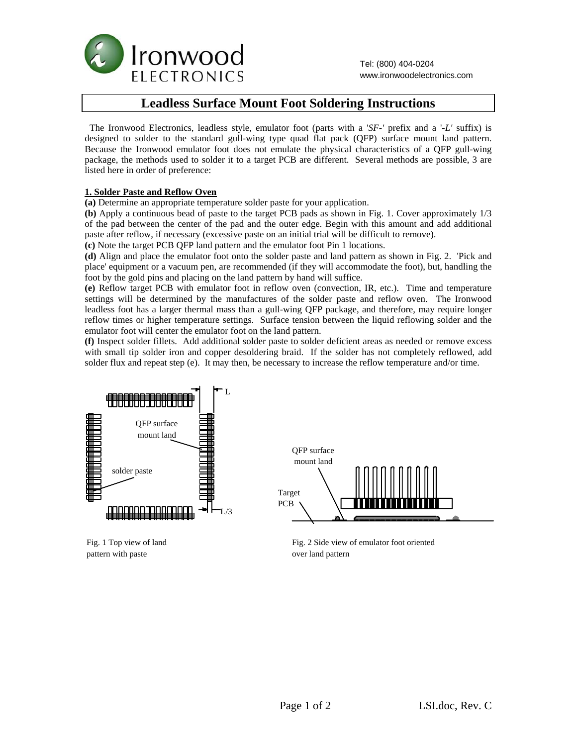Tel: (800) 404-0204
www.ironwoodelectronics.com

# Leadless Surface Mount Foot Soldering Instructions

The Ironwood Electronics, leadless style, emulator foot (parts with a '*SF-*' prefix and a '*-L*' suffix) is designed to solder to the standard gull-wing type quad flat pack (QFP) surface mount land pattern. Because the Ironwood emulator foot does not emulate the physical characteristics of a QFP gull-wing package, the methods used to solder it to a target PCB are different. Several methods are possible, 3 are listed here in order of preference:

## 1. Solder Paste and Reflow Oven

**(a)** Determine an appropriate temperature solder paste for your application.
**(b)** Apply a continuous bead of paste to the target PCB pads as shown in Fig. 1. Cover approximately 1/3 of the pad between the center of the pad and the outer edge. Begin with this amount and add additional paste after reflow, if necessary (excessive paste on an initial trial will be difficult to remove).
**(c)** Note the target PCB QFP land pattern and the emulator foot Pin 1 locations.
**(d)** Align and place the emulator foot onto the solder paste and land pattern as shown in Fig. 2. 'Pick and place' equipment or a vacuum pen, are recommended (if they will accommodate the foot), but, handling the foot by the gold pins and placing on the land pattern by hand will suffice.
**(e)** Reflow target PCB with emulator foot in reflow oven (convection, IR, etc.). Time and temperature settings will be determined by the manufactures of the solder paste and reflow oven. The Ironwood leadless foot has a larger thermal mass than a gull-wing QFP package, and therefore, may require longer reflow times or higher temperature settings. Surface tension between the liquid reflowing solder and the emulator foot will center the emulator foot on the land pattern.
**(f)** Inspect solder fillets. Add additional solder paste to solder deficient areas as needed or remove excess with small tip solder iron and copper desoldering braid. If the solder has not completely reflowed, add solder flux and repeat step (e). It may then, be necessary to increase the reflow temperature and/or time.

L

QFP surface mount land

solder paste

L/3

Fig. 1 Top view of land pattern with paste

QFP surface mount land

Target PCB

Fig. 2 Side view of emulator foot oriented over land pattern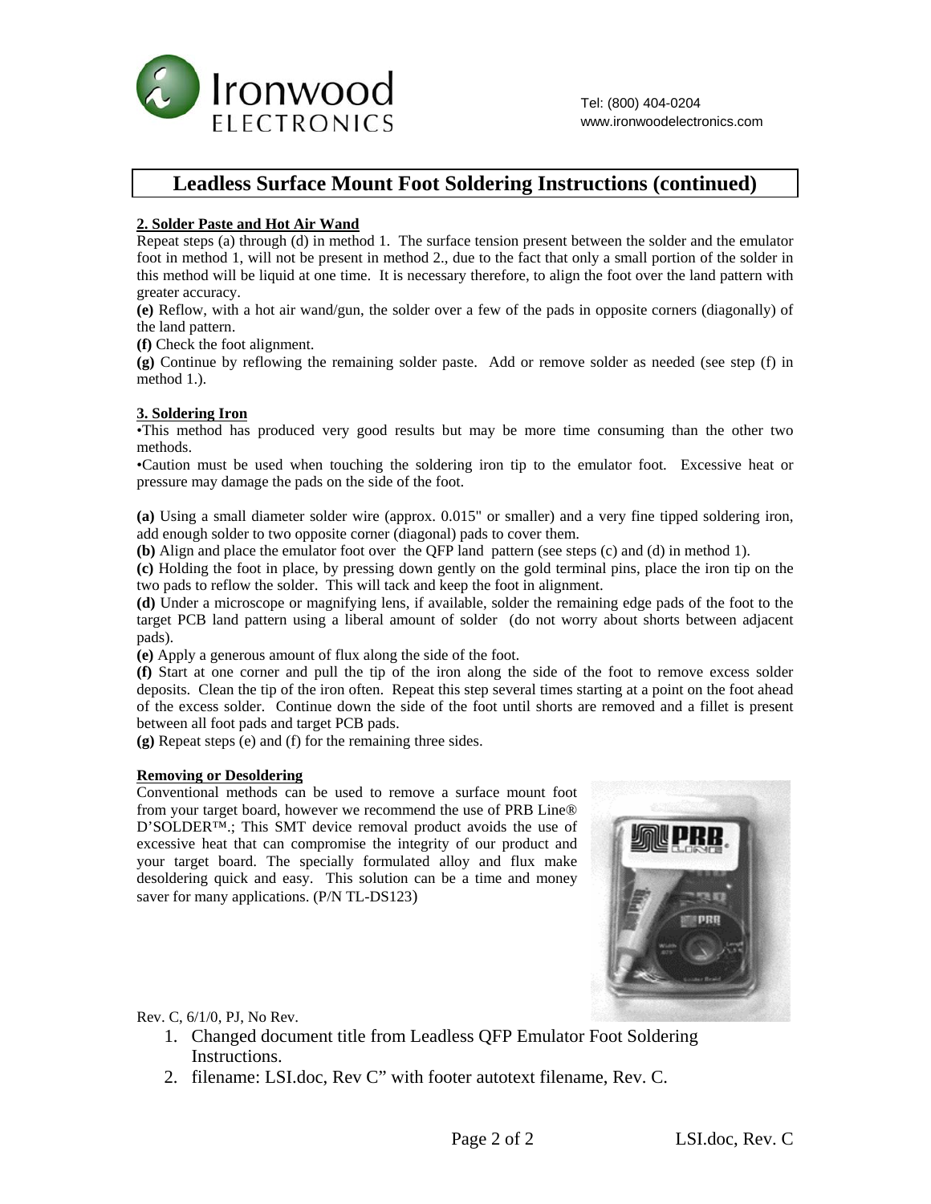## Leadless Surface Mount Foot Soldering Instructions (continued)

**2. Solder Paste and Hot Air Wand**

Repeat steps (a) through (d) in method 1. The surface tension present between the solder and the emulator foot in method 1, will not be present in method 2., due to the fact that only a small portion of the solder in this method will be liquid at one time. It is necessary therefore, to align the foot over the land pattern with greater accuracy.

**(e)** Reflow, with a hot air wand/gun, the solder over a few of the pads in opposite corners (diagonally) of the land pattern.

**(f)** Check the foot alignment.

**(g)** Continue by reflowing the remaining solder paste. Add or remove solder as needed (see step (f) in method 1.).

**3. Soldering Iron**

•This method has produced very good results but may be more time consuming than the other two methods.

•Caution must be used when touching the soldering iron tip to the emulator foot. Excessive heat or pressure may damage the pads on the side of the foot.

**(a)** Using a small diameter solder wire (approx. 0.015" or smaller) and a very fine tipped soldering iron, add enough solder to two opposite corner (diagonal) pads to cover them.

**(b)** Align and place the emulator foot over the QFP land pattern (see steps (c) and (d) in method 1).

**(c)** Holding the foot in place, by pressing down gently on the gold terminal pins, place the iron tip on the two pads to reflow the solder. This will tack and keep the foot in alignment.

**(d)** Under a microscope or magnifying lens, if available, solder the remaining edge pads of the foot to the target PCB land pattern using a liberal amount of solder (do not worry about shorts between adjacent pads).

**(e)** Apply a generous amount of flux along the side of the foot.

**(f)** Start at one corner and pull the tip of the iron along the side of the foot to remove excess solder deposits. Clean the tip of the iron often. Repeat this step several times starting at a point on the foot ahead of the excess solder. Continue down the side of the foot until shorts are removed and a fillet is present between all foot pads and target PCB pads.

**(g)** Repeat steps (e) and (f) for the remaining three sides.

**Removing or Desoldering**

Conventional methods can be used to remove a surface mount foot from your target board, however we recommend the use of PRB Line® D'SOLDER™.; This SMT device removal product avoids the use of excessive heat that can compromise the integrity of our product and your target board. The specially formulated alloy and flux make desoldering quick and easy. This solution can be a time and money saver for many applications. (P/N TL-DS123)

Rev. C, 6/1/0, PJ, No Rev.

1. Changed document title from Leadless QFP Emulator Foot Soldering Instructions.
2. filename: LSI.doc, Rev C" with footer autotext filename, Rev. C.